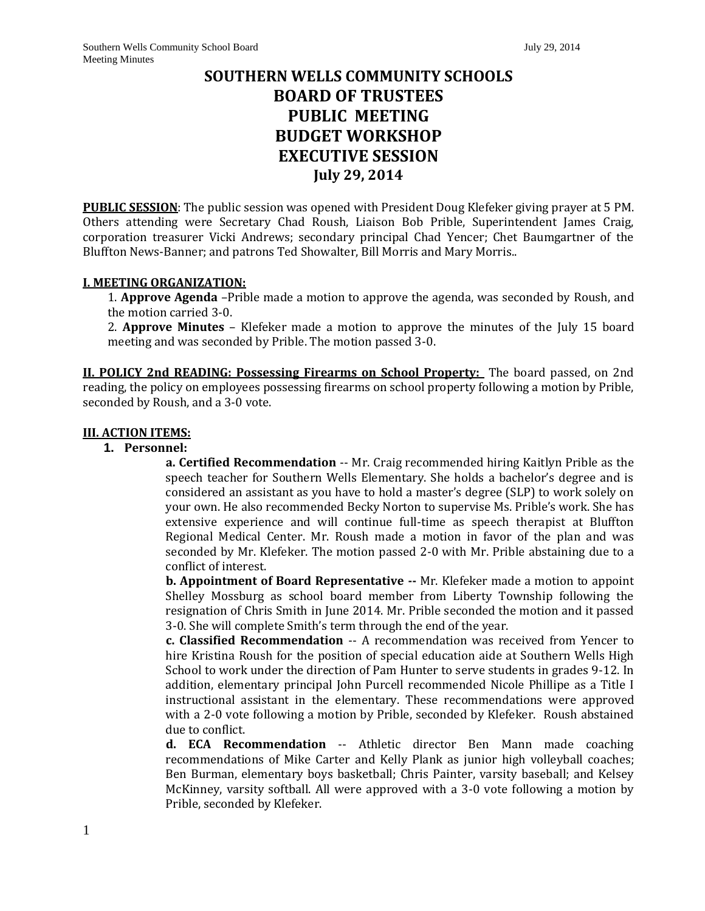# SOUTHERN WELLS COMMUNITY SCHOOLS
# BOARD OF TRUSTEES
# PUBLIC MEETING
# BUDGET WORKSHOP
# EXECUTIVE SESSION
## July 29, 2014

**PUBLIC SESSION**: The public session was opened with President Doug Klefeker giving prayer at 5 PM. Others attending were Secretary Chad Roush, Liaison Bob Prible, Superintendent James Craig, corporation treasurer Vicki Andrews; secondary principal Chad Yencer; Chet Baumgartner of the Bluffton News-Banner; and patrons Ted Showalter, Bill Morris and Mary Morris..

**I. MEETING ORGANIZATION:**

1. **Approve Agenda** –Prible made a motion to approve the agenda, was seconded by Roush, and the motion carried 3-0.
2. **Approve Minutes** – Klefeker made a motion to approve the minutes of the July 15 board meeting and was seconded by Prible. The motion passed 3-0.

**II. POLICY 2nd READING: Possessing Firearms on School Property:** The board passed, on 2nd reading, the policy on employees possessing firearms on school property following a motion by Prible, seconded by Roush, and a 3-0 vote.

**III. ACTION ITEMS:**

1. **Personnel:**

**a. Certified Recommendation** -- Mr. Craig recommended hiring Kaitlyn Prible as the speech teacher for Southern Wells Elementary. She holds a bachelor's degree and is considered an assistant as you have to hold a master's degree (SLP) to work solely on your own. He also recommended Becky Norton to supervise Ms. Prible's work. She has extensive experience and will continue full-time as speech therapist at Bluffton Regional Medical Center. Mr. Roush made a motion in favor of the plan and was seconded by Mr. Klefeker. The motion passed 2-0 with Mr. Prible abstaining due to a conflict of interest.

**b. Appointment of Board Representative --** Mr. Klefeker made a motion to appoint Shelley Mossburg as school board member from Liberty Township following the resignation of Chris Smith in June 2014. Mr. Prible seconded the motion and it passed 3-0. She will complete Smith's term through the end of the year.

**c. Classified Recommendation** -- A recommendation was received from Yencer to hire Kristina Roush for the position of special education aide at Southern Wells High School to work under the direction of Pam Hunter to serve students in grades 9-12. In addition, elementary principal John Purcell recommended Nicole Phillipe as a Title I instructional assistant in the elementary. These recommendations were approved with a 2-0 vote following a motion by Prible, seconded by Klefeker. Roush abstained due to conflict.

**d. ECA Recommendation** -- Athletic director Ben Mann made coaching recommendations of Mike Carter and Kelly Plank as junior high volleyball coaches; Ben Burman, elementary boys basketball; Chris Painter, varsity baseball; and Kelsey McKinney, varsity softball. All were approved with a 3-0 vote following a motion by Prible, seconded by Klefeker.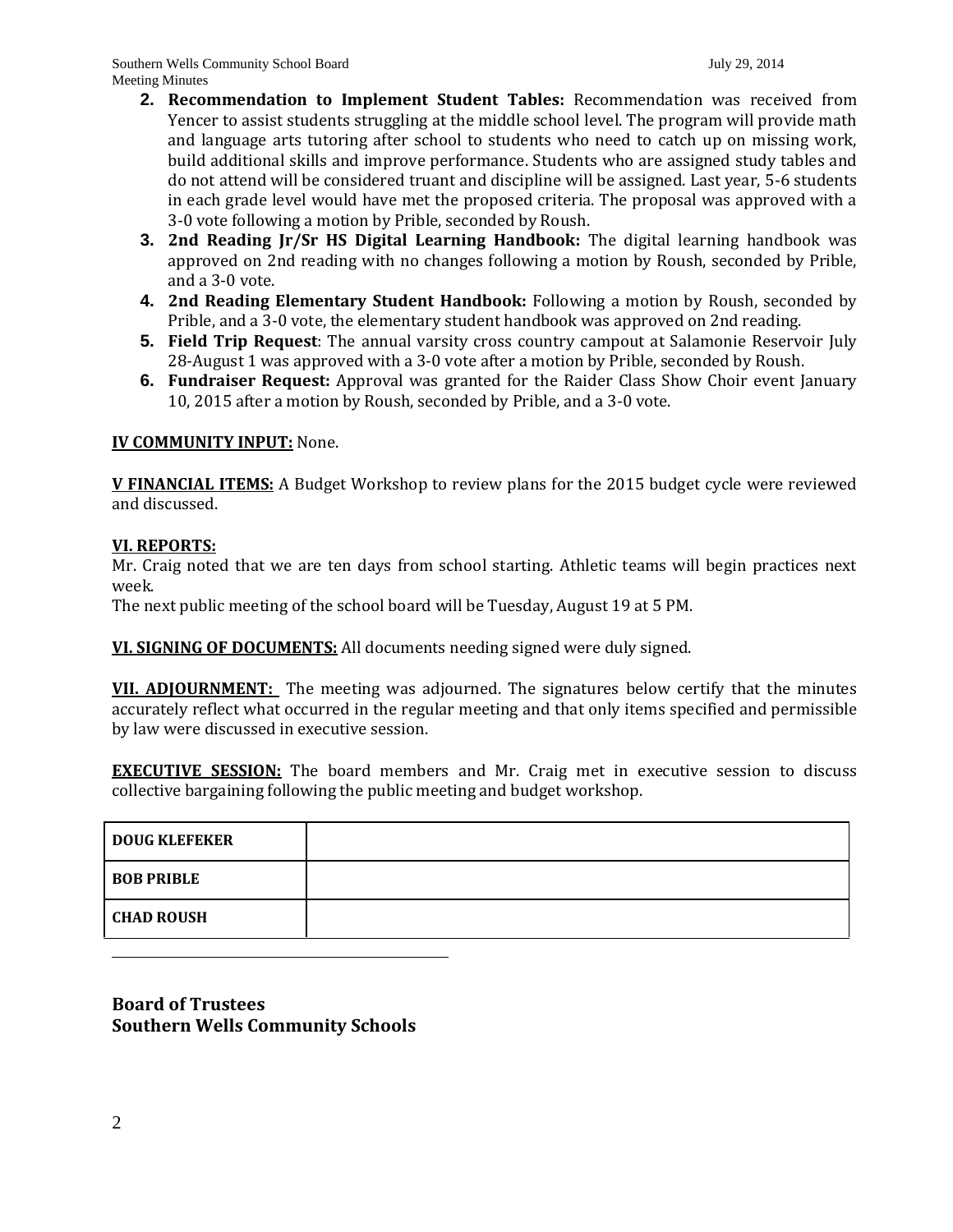2. **Recommendation to Implement Student Tables:** Recommendation was received from Yencer to assist students struggling at the middle school level. The program will provide math and language arts tutoring after school to students who need to catch up on missing work, build additional skills and improve performance. Students who are assigned study tables and do not attend will be considered truant and discipline will be assigned. Last year, 5-6 students in each grade level would have met the proposed criteria. The proposal was approved with a 3-0 vote following a motion by Prible, seconded by Roush.
3. **2nd Reading Jr/Sr HS Digital Learning Handbook:** The digital learning handbook was approved on 2nd reading with no changes following a motion by Roush, seconded by Prible, and a 3-0 vote.
4. **2nd Reading Elementary Student Handbook:** Following a motion by Roush, seconded by Prible, and a 3-0 vote, the elementary student handbook was approved on 2nd reading.
5. **Field Trip Request**: The annual varsity cross country campout at Salamonie Reservoir July 28-August 1 was approved with a 3-0 vote after a motion by Prible, seconded by Roush.
6. **Fundraiser Request:** Approval was granted for the Raider Class Show Choir event January 10, 2015 after a motion by Roush, seconded by Prible, and a 3-0 vote.

**IV COMMUNITY INPUT:** None.

**V FINANCIAL ITEMS:** A Budget Workshop to review plans for the 2015 budget cycle were reviewed and discussed.

**VI. REPORTS:**

Mr. Craig noted that we are ten days from school starting. Athletic teams will begin practices next week.

The next public meeting of the school board will be Tuesday, August 19 at 5 PM.

**VI. SIGNING OF DOCUMENTS:** All documents needing signed were duly signed.

**VII. ADJOURNMENT:** The meeting was adjourned. The signatures below certify that the minutes accurately reflect what occurred in the regular meeting and that only items specified and permissible by law were discussed in executive session.

**EXECUTIVE SESSION:** The board members and Mr. Craig met in executive session to discuss collective bargaining following the public meeting and budget workshop.

| | |
|---|---|
| **DOUG KLEFEKER** | |
| **BOB PRIBLE** | |
| **CHAD ROUSH** | |

**Board of Trustees**
**Southern Wells Community Schools**